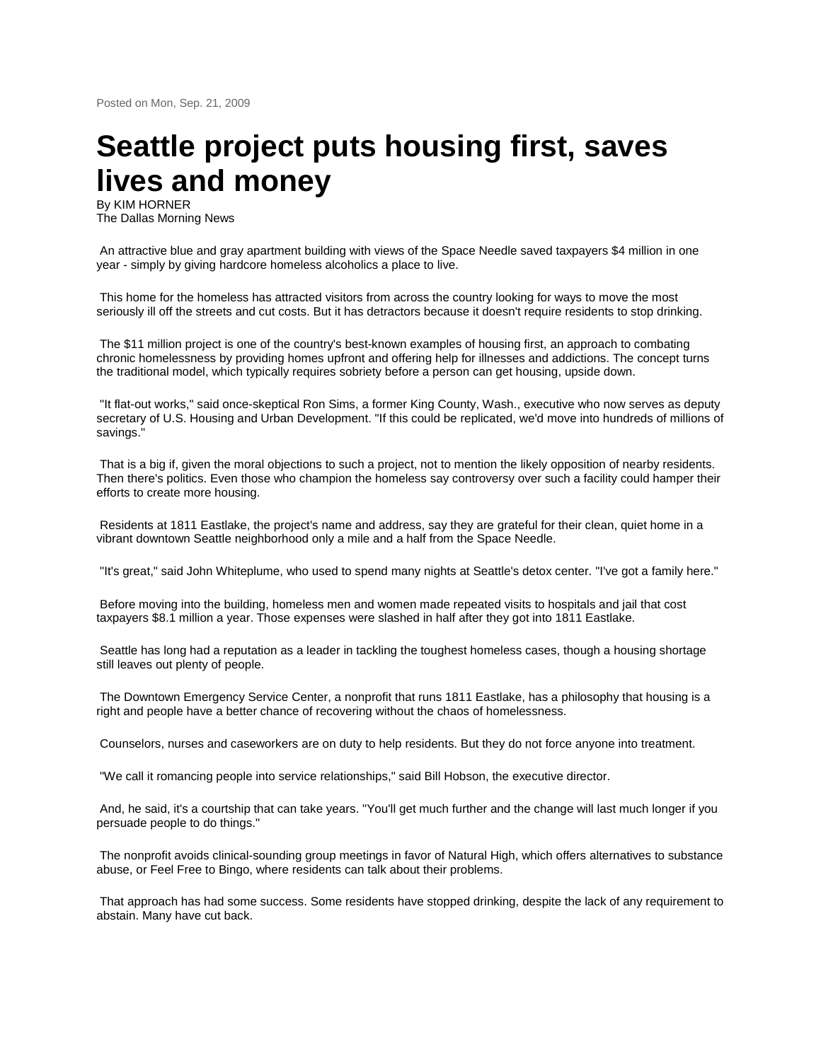Posted on Mon, Sep. 21, 2009

# Seattle project puts housing first, saves lives and money

By KIM HORNER
The Dallas Morning News

An attractive blue and gray apartment building with views of the Space Needle saved taxpayers $4 million in one year - simply by giving hardcore homeless alcoholics a place to live.

This home for the homeless has attracted visitors from across the country looking for ways to move the most seriously ill off the streets and cut costs. But it has detractors because it doesn't require residents to stop drinking.

The $11 million project is one of the country's best-known examples of housing first, an approach to combating chronic homelessness by providing homes upfront and offering help for illnesses and addictions. The concept turns the traditional model, which typically requires sobriety before a person can get housing, upside down.

"It flat-out works," said once-skeptical Ron Sims, a former King County, Wash., executive who now serves as deputy secretary of U.S. Housing and Urban Development. "If this could be replicated, we'd move into hundreds of millions of savings."

That is a big if, given the moral objections to such a project, not to mention the likely opposition of nearby residents. Then there's politics. Even those who champion the homeless say controversy over such a facility could hamper their efforts to create more housing.

Residents at 1811 Eastlake, the project's name and address, say they are grateful for their clean, quiet home in a vibrant downtown Seattle neighborhood only a mile and a half from the Space Needle.

"It's great," said John Whiteplume, who used to spend many nights at Seattle's detox center. "I've got a family here."

Before moving into the building, homeless men and women made repeated visits to hospitals and jail that cost taxpayers $8.1 million a year. Those expenses were slashed in half after they got into 1811 Eastlake.

Seattle has long had a reputation as a leader in tackling the toughest homeless cases, though a housing shortage still leaves out plenty of people.

The Downtown Emergency Service Center, a nonprofit that runs 1811 Eastlake, has a philosophy that housing is a right and people have a better chance of recovering without the chaos of homelessness.

Counselors, nurses and caseworkers are on duty to help residents. But they do not force anyone into treatment.

"We call it romancing people into service relationships," said Bill Hobson, the executive director.

And, he said, it's a courtship that can take years. "You'll get much further and the change will last much longer if you persuade people to do things."

The nonprofit avoids clinical-sounding group meetings in favor of Natural High, which offers alternatives to substance abuse, or Feel Free to Bingo, where residents can talk about their problems.

That approach has had some success. Some residents have stopped drinking, despite the lack of any requirement to abstain. Many have cut back.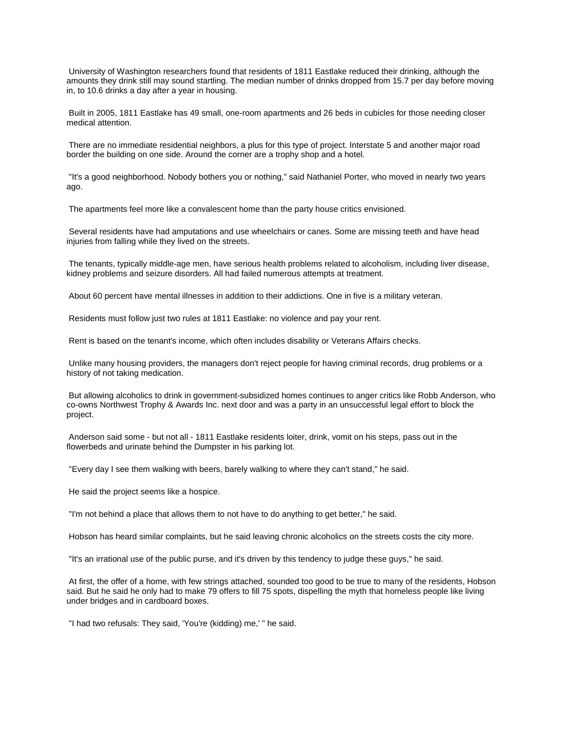University of Washington researchers found that residents of 1811 Eastlake reduced their drinking, although the amounts they drink still may sound startling. The median number of drinks dropped from 15.7 per day before moving in, to 10.6 drinks a day after a year in housing.

Built in 2005, 1811 Eastlake has 49 small, one-room apartments and 26 beds in cubicles for those needing closer medical attention.

There are no immediate residential neighbors, a plus for this type of project. Interstate 5 and another major road border the building on one side. Around the corner are a trophy shop and a hotel.

"It's a good neighborhood. Nobody bothers you or nothing," said Nathaniel Porter, who moved in nearly two years ago.

The apartments feel more like a convalescent home than the party house critics envisioned.

Several residents have had amputations and use wheelchairs or canes. Some are missing teeth and have head injuries from falling while they lived on the streets.

The tenants, typically middle-age men, have serious health problems related to alcoholism, including liver disease, kidney problems and seizure disorders. All had failed numerous attempts at treatment.

About 60 percent have mental illnesses in addition to their addictions. One in five is a military veteran.

Residents must follow just two rules at 1811 Eastlake: no violence and pay your rent.

Rent is based on the tenant's income, which often includes disability or Veterans Affairs checks.

Unlike many housing providers, the managers don't reject people for having criminal records, drug problems or a history of not taking medication.

But allowing alcoholics to drink in government-subsidized homes continues to anger critics like Robb Anderson, who co-owns Northwest Trophy & Awards Inc. next door and was a party in an unsuccessful legal effort to block the project.

Anderson said some - but not all - 1811 Eastlake residents loiter, drink, vomit on his steps, pass out in the flowerbeds and urinate behind the Dumpster in his parking lot.

"Every day I see them walking with beers, barely walking to where they can't stand," he said.

He said the project seems like a hospice.

"I'm not behind a place that allows them to not have to do anything to get better," he said.

Hobson has heard similar complaints, but he said leaving chronic alcoholics on the streets costs the city more.

"It's an irrational use of the public purse, and it's driven by this tendency to judge these guys," he said.

At first, the offer of a home, with few strings attached, sounded too good to be true to many of the residents, Hobson said. But he said he only had to make 79 offers to fill 75 spots, dispelling the myth that homeless people like living under bridges and in cardboard boxes.

"I had two refusals: They said, 'You're (kidding) me,' " he said.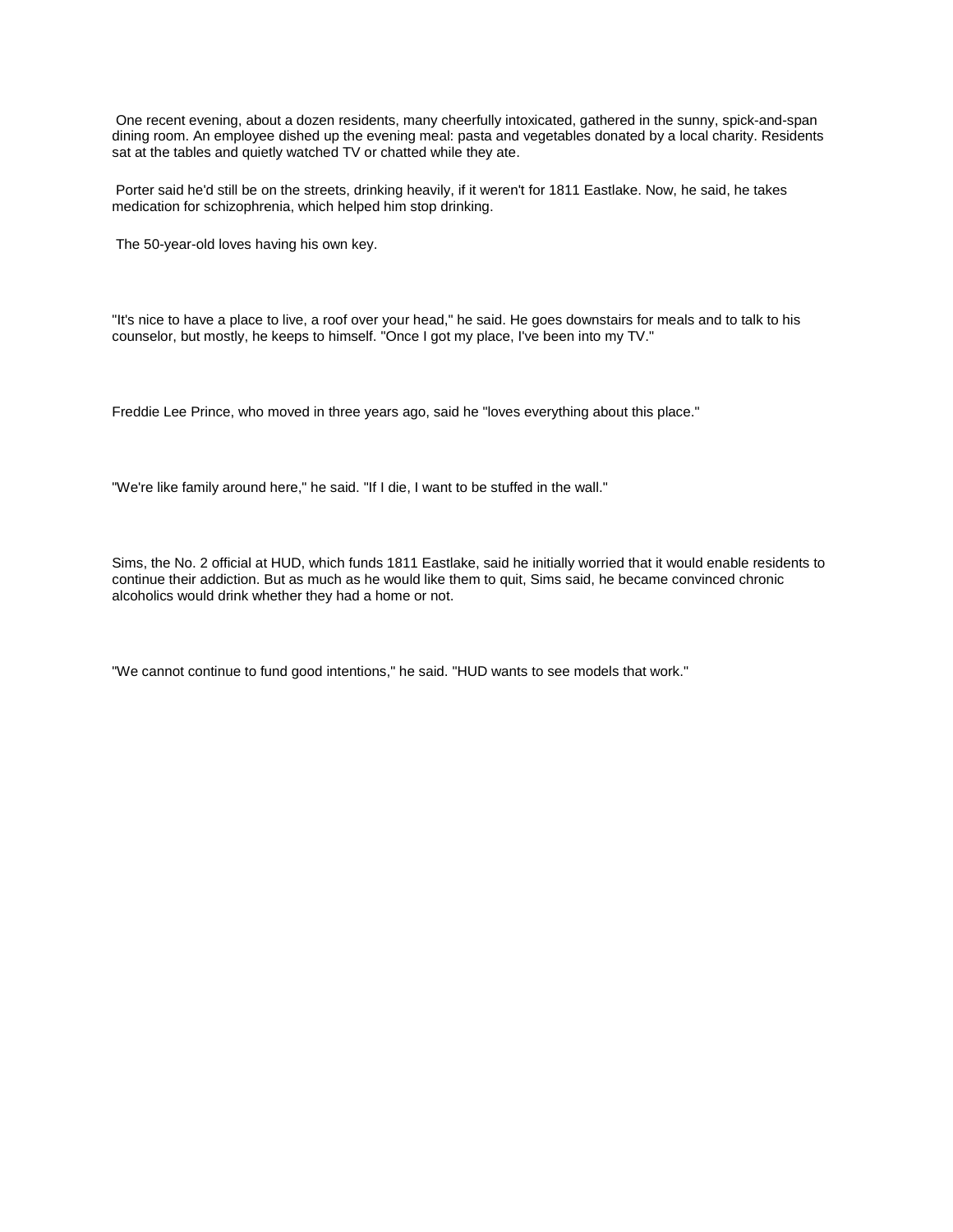One recent evening, about a dozen residents, many cheerfully intoxicated, gathered in the sunny, spick-and-span dining room. An employee dished up the evening meal: pasta and vegetables donated by a local charity. Residents sat at the tables and quietly watched TV or chatted while they ate.

Porter said he'd still be on the streets, drinking heavily, if it weren't for 1811 Eastlake. Now, he said, he takes medication for schizophrenia, which helped him stop drinking.

The 50-year-old loves having his own key.

"It's nice to have a place to live, a roof over your head," he said. He goes downstairs for meals and to talk to his counselor, but mostly, he keeps to himself. "Once I got my place, I've been into my TV."

Freddie Lee Prince, who moved in three years ago, said he "loves everything about this place."

"We're like family around here," he said. "If I die, I want to be stuffed in the wall."

Sims, the No. 2 official at HUD, which funds 1811 Eastlake, said he initially worried that it would enable residents to continue their addiction. But as much as he would like them to quit, Sims said, he became convinced chronic alcoholics would drink whether they had a home or not.

"We cannot continue to fund good intentions," he said. "HUD wants to see models that work."